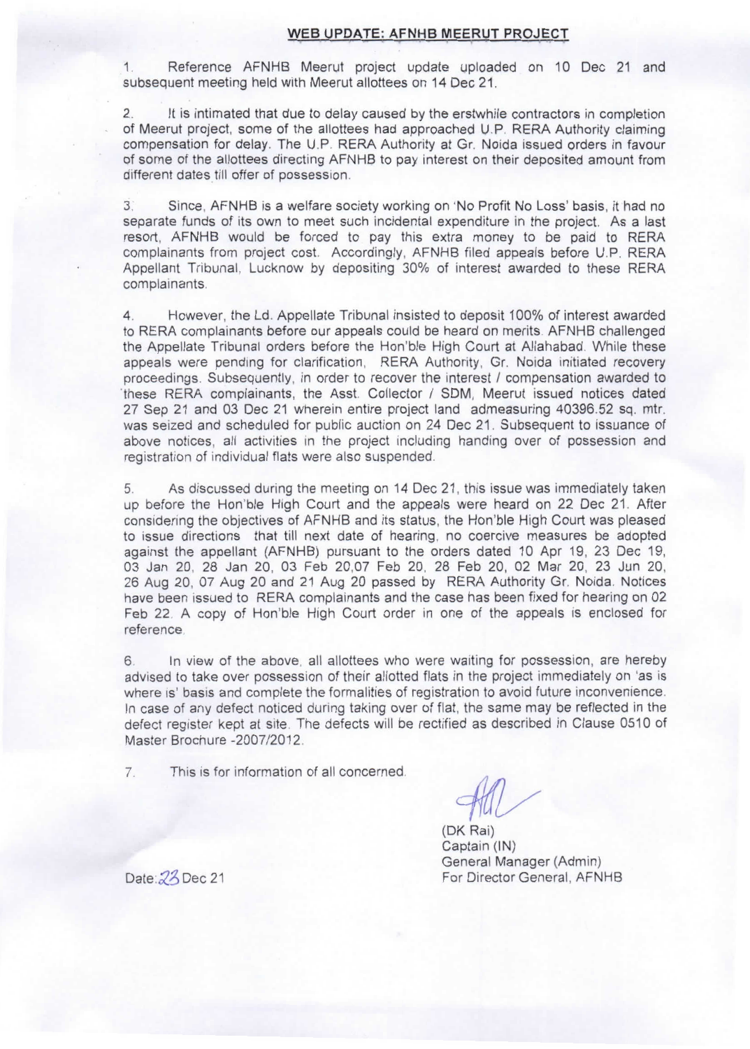## WEB UPDATE: AFNHB MEERUT PROJECT

1. Reference AFNHB Meerut project update uploaded on 10 Dec 21 and subsequent meeting held with Meerut allottees on 14 Dec 21.

2. It is intimated that due to delay caused by the erstwhile contractors in completion of Meerut project, some of the allottees had approached U.P. RERA Authority claiming compensation for delay. The U.P. RERA Authority at Gr. Noida issued orders in favour of some of the allottees directing AFNHB to pay interest on their deposited amount from different dates till offer of possession.

3. Since, AFNHB is a welfare society working on 'No Profit No Loss' basis, it had no separate funds of its own to meet such incidental expenditure in the project. As a last resort, AFNHB would be forced to pay this extra money to be paid to RERA complainants from project cost. Accordingly, AFNHB filed appeals before U.P. RERA Appellant Tribunal, Lucknow by depositing 30% of interest awarded to these RERA complainants.

4. However, the Ld. Appellate Tribunal insisted to deposit 100% of interest awarded to RERA complainants before our appeals could be heard on merits. AFNHB challenged the Appellate Tribunal orders before the Hon'ble High Court at Allahabad. While these appeals were pending for clarification, RERA Authority, Gr. Noida initiated recovery proceedings. Subsequently, in order to recover the interest / compensation awarded to these RERA complainants, the Asst. Collector / SDM, Meerut issued notices dated 27 Sep 21 and 03 Dec 21 wherein entire project land admeasuring 40396.52 sq. mtr. was seized and scheduled for public auction on 24 Dec 21. Subsequent to issuance of above notices, all activities in the project including handing over of possession and registration of individual flats were also suspended.

5. As discussed during the meeting on 14 Dec 21, this issue was immediately taken up before the Hon'ble High Court and the appeals were heard on 22 Dec 21. After considering the objectives of AFNHB and its status, the Hon'ble High Court was pleased to issue directions that till next date of hearing, no coercive measures be adopted against the appellant (AFNHB) pursuant to the orders dated 10 Apr 19, 23 Dec 19, 03 Jan 20, 28 Jan 20, 03 Feb 20,07 Feb 20, 28 Feb 20, 02 Mar 20, 23 Jun 20, 26 Aug 20, 07 Aug 20 and 21 Aug 20 passed by RERA Authority Gr. Noida. Notices have been issued to RERA complainants and the case has been fixed for hearing on 02 Feb 22. A copy of Hon'ble High Court order in one of the appeals is enclosed for reference.

6. In view of the above, all allottees who were waiting for possession, are hereby advised to take over possession of their allotted flats in the project immediately on 'as is where is' basis and complete the formalities of registration to avoid future inconvenience. In case of any defect noticed during taking over of flat, the same may be reflected in the defect register kept at site. The defects will be rectified as described in Clause 0510 of Master Brochure -2007/2012.

7. This is for information of all concerned.

(DK Rai)
Captain (IN)
General Manager (Admin)
For Director General, AFNHB

Date: 23 Dec 21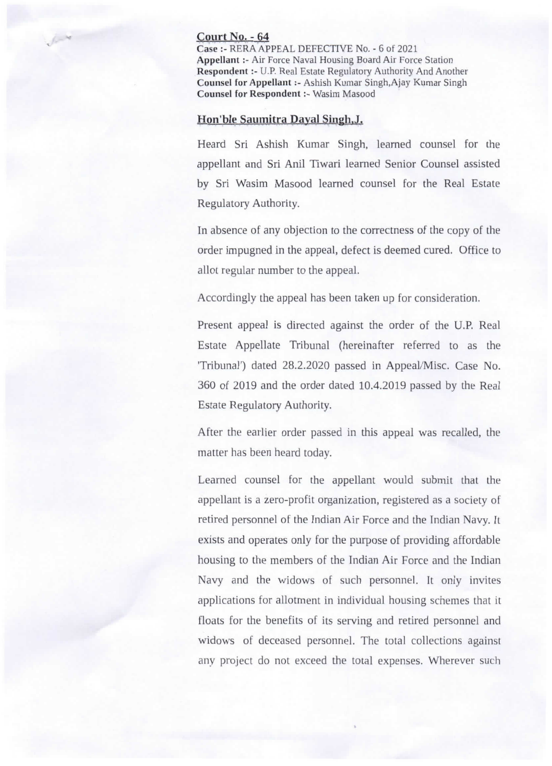**Court No. - 64**

**Case :-** RERA APPEAL DEFECTIVE No. - 6 of 2021

**Appellant :-** Air Force Naval Housing Board Air Force Station

**Respondent :-** U.P. Real Estate Regulatory Authority And Another

**Counsel for Appellant :-** Ashish Kumar Singh,Ajay Kumar Singh

**Counsel for Respondent :-** Wasim Masood

**Hon'ble Saumitra Dayal Singh,J.**

Heard Sri Ashish Kumar Singh, learned counsel for the appellant and Sri Anil Tiwari learned Senior Counsel assisted by Sri Wasim Masood learned counsel for the Real Estate Regulatory Authority.

In absence of any objection to the correctness of the copy of the order impugned in the appeal, defect is deemed cured. Office to allot regular number to the appeal.

Accordingly the appeal has been taken up for consideration.

Present appeal is directed against the order of the U.P. Real Estate Appellate Tribunal (hereinafter referred to as the 'Tribunal') dated 28.2.2020 passed in Appeal/Misc. Case No. 360 of 2019 and the order dated 10.4.2019 passed by the Real Estate Regulatory Authority.

After the earlier order passed in this appeal was recalled, the matter has been heard today.

Learned counsel for the appellant would submit that the appellant is a zero-profit organization, registered as a society of retired personnel of the Indian Air Force and the Indian Navy. It exists and operates only for the purpose of providing affordable housing to the members of the Indian Air Force and the Indian Navy and the widows of such personnel. It only invites applications for allotment in individual housing schemes that it floats for the benefits of its serving and retired personnel and widows of deceased personnel. The total collections against any project do not exceed the total expenses. Wherever such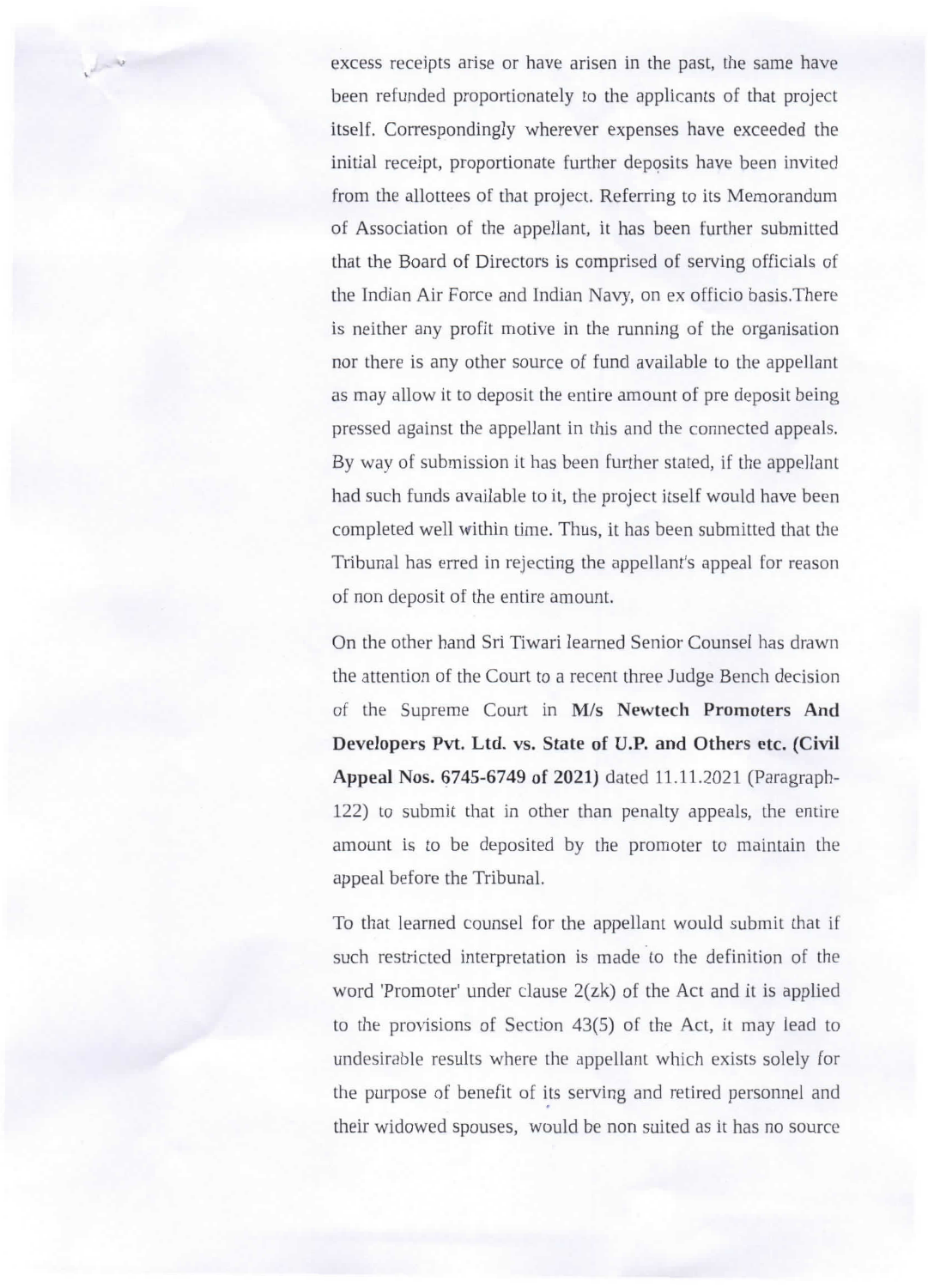excess receipts arise or have arisen in the past, the same have been refunded proportionately to the applicants of that project itself. Correspondingly wherever expenses have exceeded the initial receipt, proportionate further deposits have been invited from the allottees of that project. Referring to its Memorandum of Association of the appellant, it has been further submitted that the Board of Directors is comprised of serving officials of the Indian Air Force and Indian Navy, on ex officio basis.There is neither any profit motive in the running of the organisation nor there is any other source of fund available to the appellant as may allow it to deposit the entire amount of pre deposit being pressed against the appellant in this and the connected appeals. By way of submission it has been further stated, if the appellant had such funds available to it, the project itself would have been completed well within time. Thus, it has been submitted that the Tribunal has erred in rejecting the appellant's appeal for reason of non deposit of the entire amount.

On the other hand Sri Tiwari learned Senior Counsel has drawn the attention of the Court to a recent three Judge Bench decision of the Supreme Court in **M/s Newtech Promoters And Developers Pvt. Ltd. vs. State of U.P. and Others etc. (Civil Appeal Nos. 6745-6749 of 2021)** dated 11.11.2021 (Paragraph-122) to submit that in other than penalty appeals, the entire amount is to be deposited by the promoter to maintain the appeal before the Tribunal.

To that learned counsel for the appellant would submit that if such restricted interpretation is made to the definition of the word 'Promoter' under clause 2(zk) of the Act and it is applied to the provisions of Section 43(5) of the Act, it may lead to undesirable results where the appellant which exists solely for the purpose of benefit of its serving and retired personnel and their widowed spouses, would be non suited as it has no source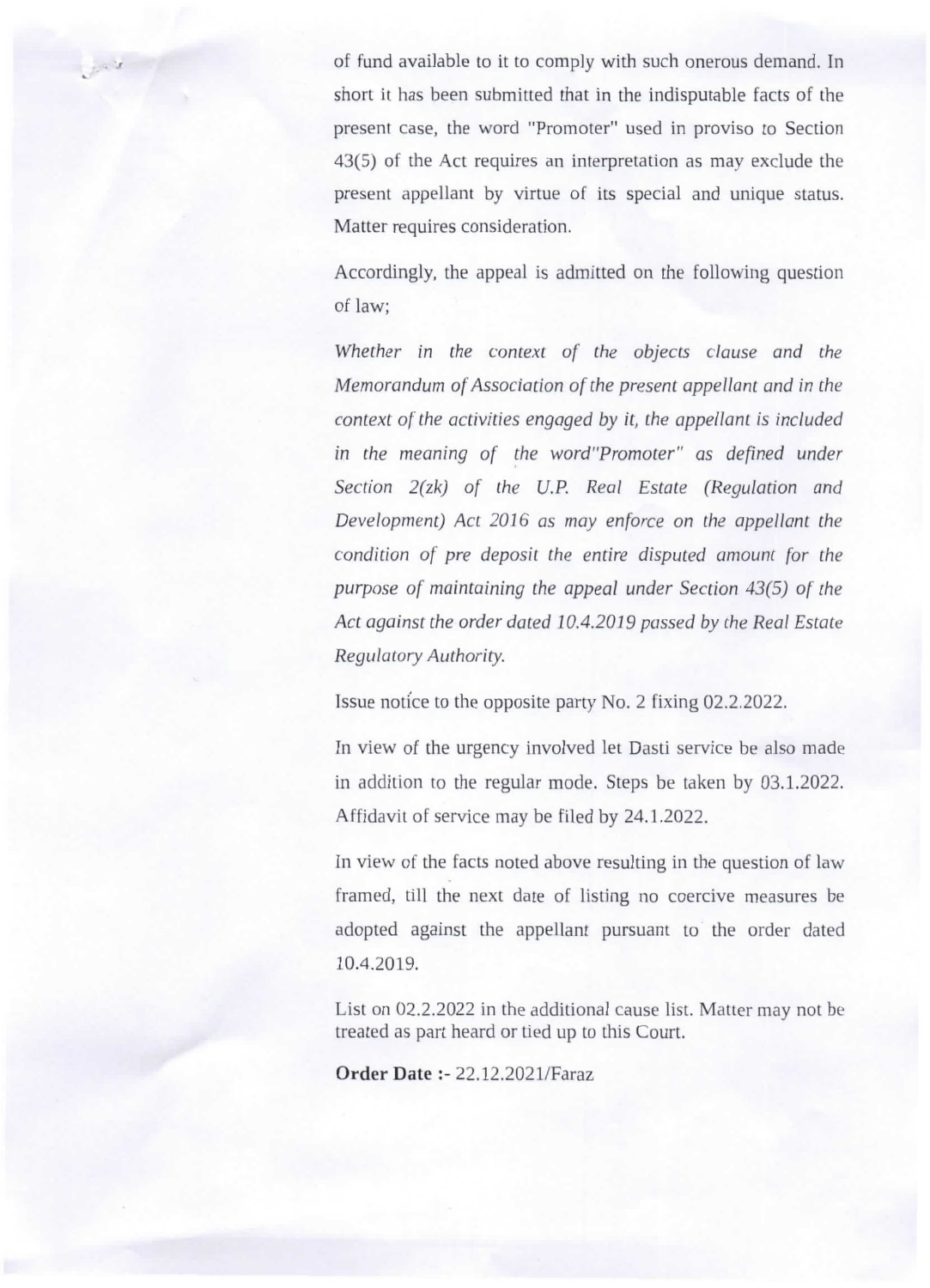of fund available to it to comply with such onerous demand. In short it has been submitted that in the indisputable facts of the present case, the word "Promoter" used in proviso to Section 43(5) of the Act requires an interpretation as may exclude the present appellant by virtue of its special and unique status. Matter requires consideration.

Accordingly, the appeal is admitted on the following question of law;

*Whether in the context of the objects clause and the Memorandum of Association of the present appellant and in the context of the activities engaged by it, the appellant is included in the meaning of the word"Promoter" as defined under Section 2(zk) of the U.P. Real Estate (Regulation and Development) Act 2016 as may enforce on the appellant the condition of pre deposit the entire disputed amount for the purpose of maintaining the appeal under Section 43(5) of the Act against the order dated 10.4.2019 passed by the Real Estate Regulatory Authority.*

Issue notice to the opposite party No. 2 fixing 02.2.2022.

In view of the urgency involved let Dasti service be also made in addition to the regular mode. Steps be taken by 03.1.2022. Affidavit of service may be filed by 24.1.2022.

In view of the facts noted above resulting in the question of law framed, till the next date of listing no coercive measures be adopted against the appellant pursuant to the order dated 10.4.2019.

List on 02.2.2022 in the additional cause list. Matter may not be treated as part heard or tied up to this Court.

**Order Date :-** 22.12.2021/Faraz